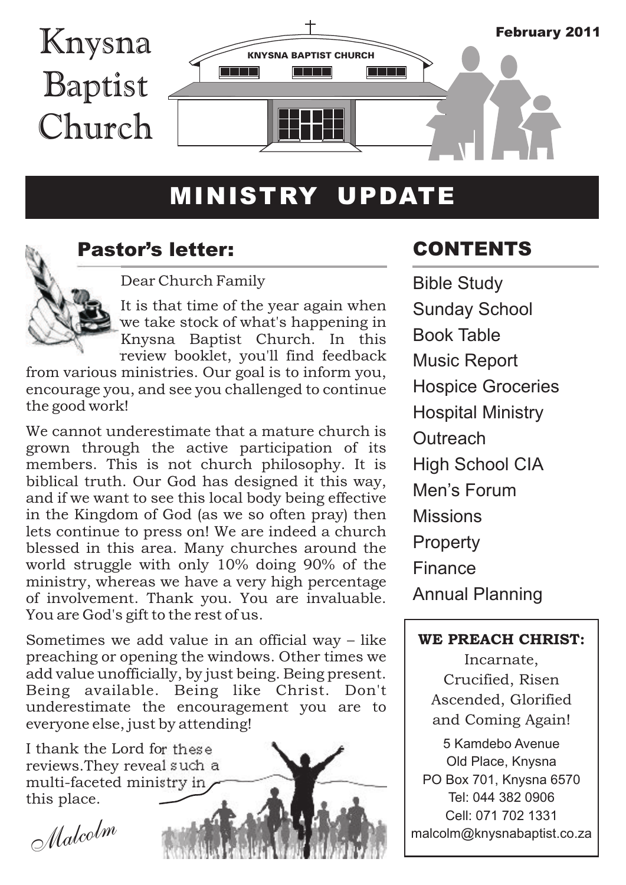# Knysna Baptist Church

February 2011

## MINISTRY UPDATE

### Pastor's letter:

Dear Church Family

It is that time of the year again when we take stock of what's happening in Knysna Baptist Church. In this review booklet, you'll find feedback from various ministries. Our goal is to inform you, encourage you, and see you challenged to continue the good work!

We cannot underestimate that a mature church is grown through the active participation of its members. This is not church philosophy. It is biblical truth. Our God has designed it this way, and if we want to see this local body being effective in the Kingdom of God (as we so often pray) then lets continue to press on! We are indeed a church blessed in this area. Many churches around the world struggle with only 10% doing 90% of the ministry, whereas we have a very high percentage of involvement. Thank you. You are invaluable. You are God's gift to the rest of us.

Sometimes we add value in an official way – like preaching or opening the windows. Other times we add value unofficially, by just being. Being present. Being available. Being like Christ. Don't underestimate the encouragement you are to everyone else, just by attending!

I thank the Lord for these reviews.They reveal such a multi-faceted ministry in this place.

*Malcolm*

### CONTENTS

- Bible Study
- Sunday School
- Book Table
- Music Report
- Hospice Groceries
- Hospital Ministry
- Outreach
- High School CIA
- Men's Forum
- Missions
- Property
- Finance
- Annual Planning

**WE PREACH CHRIST:**
Incarnate,
Crucified, Risen
Ascended, Glorified
and Coming Again!

5 Kamdebo Avenue
Old Place, Knysna
PO Box 701, Knysna 6570
Tel: 044 382 0906
Cell: 071 702 1331
malcolm@knysnabaptist.co.za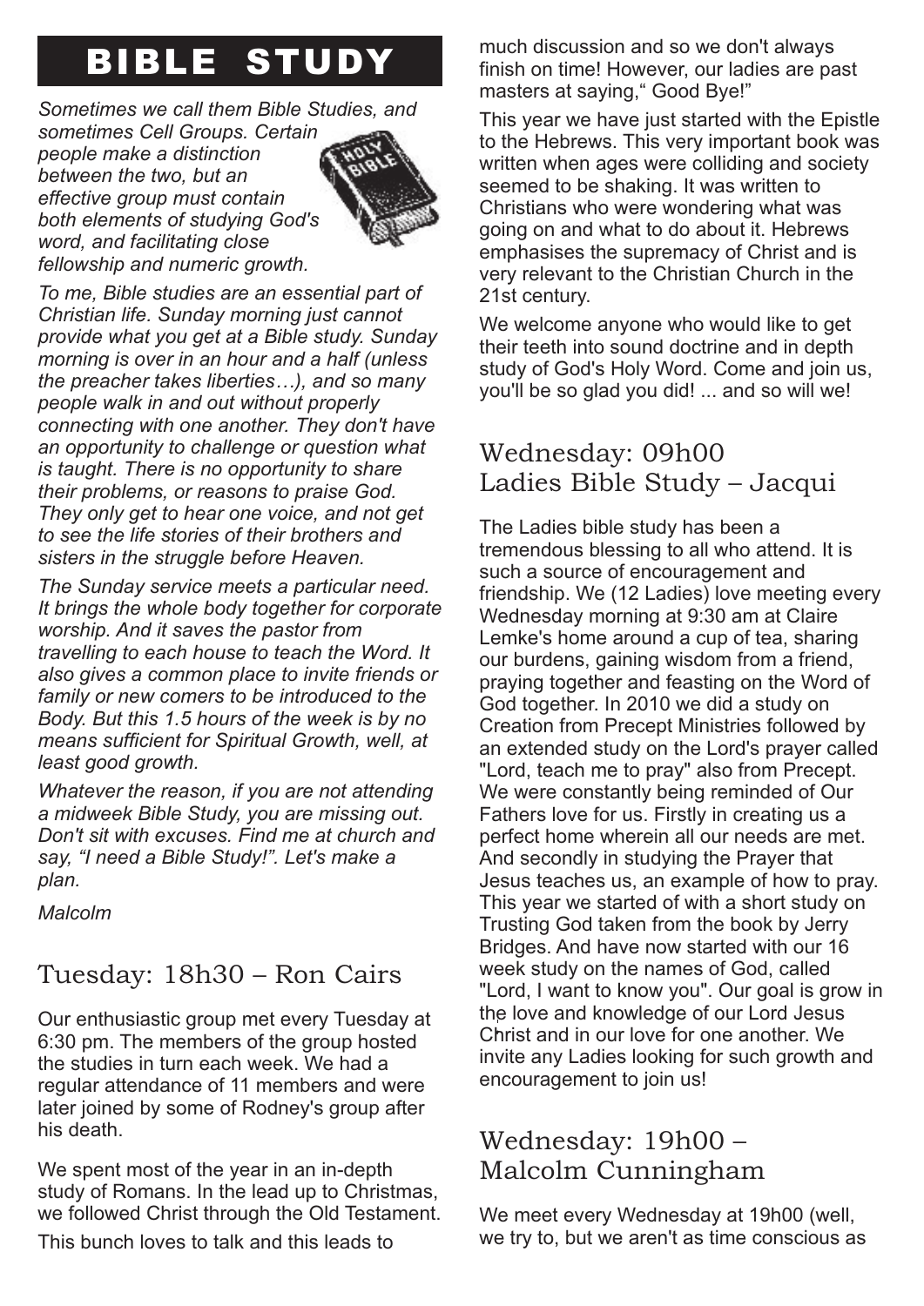# BIBLE STUDY

*Sometimes we call them Bible Studies, and sometimes Cell Groups. Certain people make a distinction between the two, but an effective group must contain both elements of studying God's word, and facilitating close fellowship and numeric growth.*

*To me, Bible studies are an essential part of Christian life. Sunday morning just cannot provide what you get at a Bible study. Sunday morning is over in an hour and a half (unless the preacher takes liberties…), and so many people walk in and out without properly connecting with one another. They don't have an opportunity to challenge or question what is taught. There is no opportunity to share their problems, or reasons to praise God. They only get to hear one voice, and not get to see the life stories of their brothers and sisters in the struggle before Heaven.*

*The Sunday service meets a particular need. It brings the whole body together for corporate worship. And it saves the pastor from travelling to each house to teach the Word. It also gives a common place to invite friends or family or new comers to be introduced to the Body. But this 1.5 hours of the week is by no means sufficient for Spiritual Growth, well, at least good growth.*

*Whatever the reason, if you are not attending a midweek Bible Study, you are missing out. Don't sit with excuses. Find me at church and say, "I need a Bible Study!". Let's make a plan.*

*Malcolm*

## Tuesday: 18h30 – Ron Cairs

Our enthusiastic group met every Tuesday at 6:30 pm. The members of the group hosted the studies in turn each week. We had a regular attendance of 11 members and were later joined by some of Rodney's group after his death.

We spent most of the year in an in-depth study of Romans. In the lead up to Christmas, we followed Christ through the Old Testament.

This bunch loves to talk and this leads to much discussion and so we don't always finish on time! However, our ladies are past masters at saying," Good Bye!"

This year we have just started with the Epistle to the Hebrews. This very important book was written when ages were colliding and society seemed to be shaking. It was written to Christians who were wondering what was going on and what to do about it. Hebrews emphasises the supremacy of Christ and is very relevant to the Christian Church in the 21st century.

We welcome anyone who would like to get their teeth into sound doctrine and in depth study of God's Holy Word. Come and join us, you'll be so glad you did! ... and so will we!

## Wednesday: 09h00 Ladies Bible Study – Jacqui

The Ladies bible study has been a tremendous blessing to all who attend. It is such a source of encouragement and friendship. We (12 Ladies) love meeting every Wednesday morning at 9:30 am at Claire Lemke's home around a cup of tea, sharing our burdens, gaining wisdom from a friend, praying together and feasting on the Word of God together. In 2010 we did a study on Creation from Precept Ministries followed by an extended study on the Lord's prayer called "Lord, teach me to pray" also from Precept. We were constantly being reminded of Our Fathers love for us. Firstly in creating us a perfect home wherein all our needs are met. And secondly in studying the Prayer that Jesus teaches us, an example of how to pray. This year we started of with a short study on Trusting God taken from the book by Jerry Bridges. And have now started with our 16 week study on the names of God, called "Lord, I want to know you". Our goal is grow in the love and knowledge of our Lord Jesus Christ and in our love for one another. We invite any Ladies looking for such growth and encouragement to join us!

## Wednesday: 19h00 – Malcolm Cunningham

We meet every Wednesday at 19h00 (well, we try to, but we aren't as time conscious as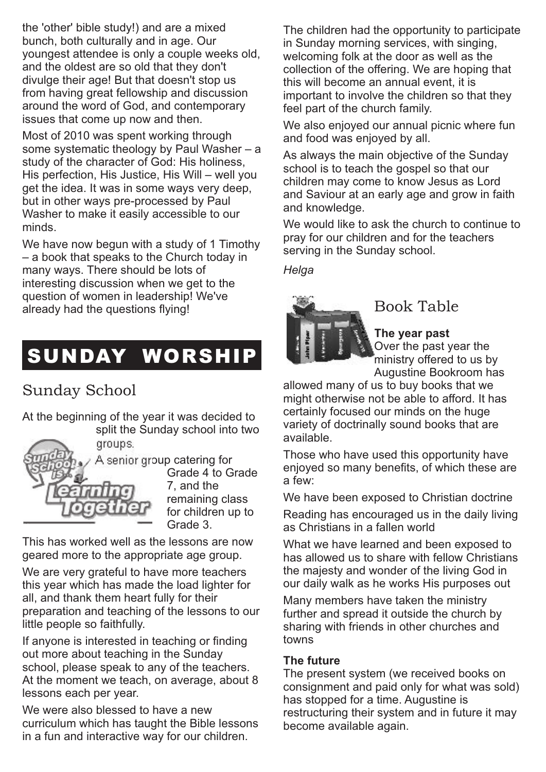the 'other' bible study!) and are a mixed bunch, both culturally and in age. Our youngest attendee is only a couple weeks old, and the oldest are so old that they don't divulge their age! But that doesn't stop us from having great fellowship and discussion around the word of God, and contemporary issues that come up now and then.

Most of 2010 was spent working through some systematic theology by Paul Washer – a study of the character of God: His holiness, His perfection, His Justice, His Will – well you get the idea. It was in some ways very deep, but in other ways pre-processed by Paul Washer to make it easily accessible to our minds.

We have now begun with a study of 1 Timothy – a book that speaks to the Church today in many ways. There should be lots of interesting discussion when we get to the question of women in leadership! We've already had the questions flying!

# SUNDAY WORSHIP

## Sunday School

At the beginning of the year it was decided to split the Sunday school into two groups.

A senior group catering for Grade 4 to Grade 7, and the remaining class for children up to Grade 3.

This has worked well as the lessons are now geared more to the appropriate age group.

We are very grateful to have more teachers this year which has made the load lighter for all, and thank them heart fully for their preparation and teaching of the lessons to our little people so faithfully.

If anyone is interested in teaching or finding out more about teaching in the Sunday school, please speak to any of the teachers. At the moment we teach, on average, about 8 lessons each per year.

We were also blessed to have a new curriculum which has taught the Bible lessons in a fun and interactive way for our children.

The children had the opportunity to participate in Sunday morning services, with singing, welcoming folk at the door as well as the collection of the offering. We are hoping that this will become an annual event, it is important to involve the children so that they feel part of the church family.

We also enjoyed our annual picnic where fun and food was enjoyed by all.

As always the main objective of the Sunday school is to teach the gospel so that our children may come to know Jesus as Lord and Saviour at an early age and grow in faith and knowledge.

We would like to ask the church to continue to pray for our children and for the teachers serving in the Sunday school.

*Helga*

## Book Table

**The year past**

Over the past year the ministry offered to us by Augustine Bookroom has allowed many of us to buy books that we might otherwise not be able to afford. It has certainly focused our minds on the huge variety of doctrinally sound books that are available.

Those who have used this opportunity have enjoyed so many benefits, of which these are a few:

We have been exposed to Christian doctrine

Reading has encouraged us in the daily living as Christians in a fallen world

What we have learned and been exposed to has allowed us to share with fellow Christians the majesty and wonder of the living God in our daily walk as he works His purposes out

Many members have taken the ministry further and spread it outside the church by sharing with friends in other churches and towns

**The future**

The present system (we received books on consignment and paid only for what was sold) has stopped for a time. Augustine is restructuring their system and in future it may become available again.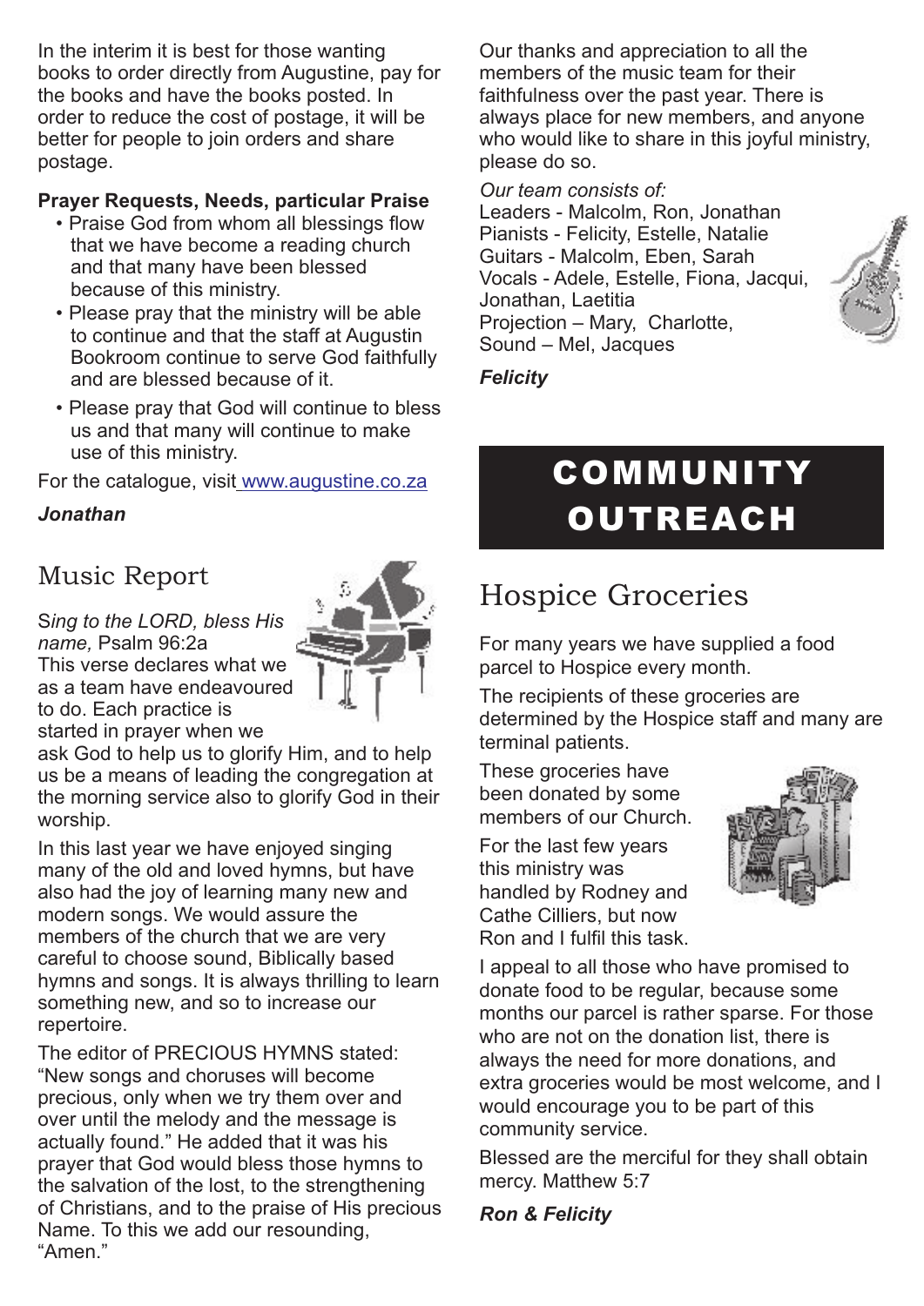In the interim it is best for those wanting books to order directly from Augustine, pay for the books and have the books posted. In order to reduce the cost of postage, it will be better for people to join orders and share postage.

**Prayer Requests, Needs, particular Praise**

- Praise God from whom all blessings flow that we have become a reading church and that many have been blessed because of this ministry.
- Please pray that the ministry will be able to continue and that the staff at Augustin Bookroom continue to serve God faithfully and are blessed because of it.
- Please pray that God will continue to bless us and that many will continue to make use of this ministry.

For the catalogue, visit www.augustine.co.za

***Jonathan***

## Music Report

*Sing to the LORD, bless His name,* Psalm 96:2a
This verse declares what we as a team have endeavoured to do. Each practice is started in prayer when we ask God to help us to glorify Him, and to help us be a means of leading the congregation at the morning service also to glorify God in their worship.

In this last year we have enjoyed singing many of the old and loved hymns, but have also had the joy of learning many new and modern songs. We would assure the members of the church that we are very careful to choose sound, Biblically based hymns and songs. It is always thrilling to learn something new, and so to increase our repertoire.

The editor of PRECIOUS HYMNS stated: "New songs and choruses will become precious, only when we try them over and over until the melody and the message is actually found." He added that it was his prayer that God would bless those hymns to the salvation of the lost, to the strengthening of Christians, and to the praise of His precious Name. To this we add our resounding, "Amen."

Our thanks and appreciation to all the members of the music team for their faithfulness over the past year. There is always place for new members, and anyone who would like to share in this joyful ministry, please do so.

*Our team consists of:*
Leaders - Malcolm, Ron, Jonathan
Pianists - Felicity, Estelle, Natalie
Guitars - Malcolm, Eben, Sarah
Vocals - Adele, Estelle, Fiona, Jacqui, Jonathan, Laetitia
Projection – Mary, Charlotte,
Sound – Mel, Jacques

***Felicity***

# COMMUNITY OUTREACH

## Hospice Groceries

For many years we have supplied a food parcel to Hospice every month.

The recipients of these groceries are determined by the Hospice staff and many are terminal patients.

These groceries have been donated by some members of our Church.

For the last few years this ministry was handled by Rodney and Cathe Cilliers, but now Ron and I fulfil this task.

I appeal to all those who have promised to donate food to be regular, because some months our parcel is rather sparse. For those who are not on the donation list, there is always the need for more donations, and extra groceries would be most welcome, and I would encourage you to be part of this community service.

Blessed are the merciful for they shall obtain mercy. Matthew 5:7

***Ron & Felicity***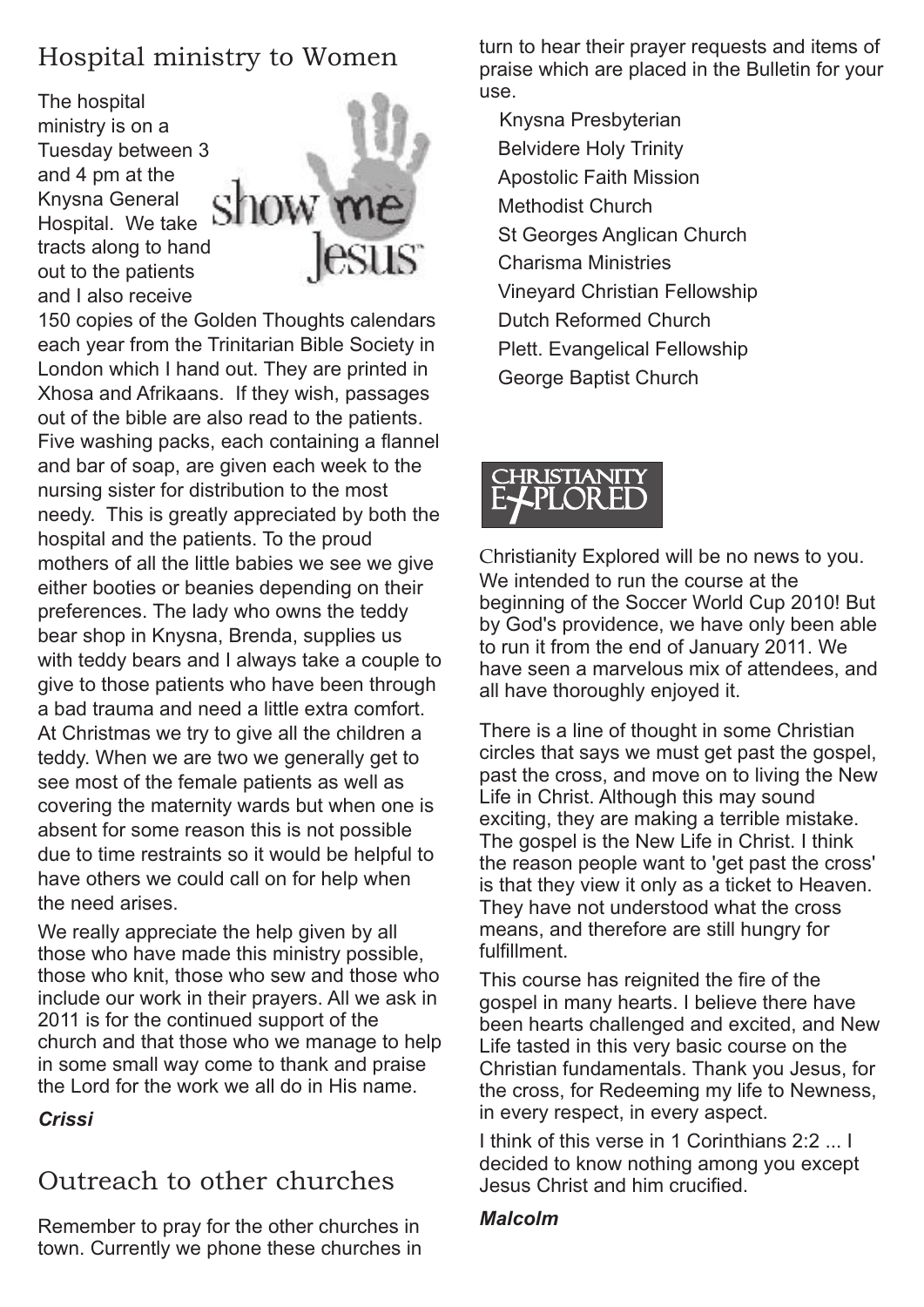## Hospital ministry to Women

The hospital ministry is on a Tuesday between 3 and 4 pm at the Knysna General Hospital. We take tracts along to hand out to the patients and I also receive 150 copies of the Golden Thoughts calendars each year from the Trinitarian Bible Society in London which I hand out. They are printed in Xhosa and Afrikaans. If they wish, passages out of the bible are also read to the patients. Five washing packs, each containing a flannel and bar of soap, are given each week to the nursing sister for distribution to the most needy. This is greatly appreciated by both the hospital and the patients. To the proud mothers of all the little babies we see we give either booties or beanies depending on their preferences. The lady who owns the teddy bear shop in Knysna, Brenda, supplies us with teddy bears and I always take a couple to give to those patients who have been through a bad trauma and need a little extra comfort. At Christmas we try to give all the children a teddy. When we are two we generally get to see most of the female patients as well as covering the maternity wards but when one is absent for some reason this is not possible due to time restraints so it would be helpful to have others we could call on for help when the need arises.

We really appreciate the help given by all those who have made this ministry possible, those who knit, those who sew and those who include our work in their prayers. All we ask in 2011 is for the continued support of the church and that those who we manage to help in some small way come to thank and praise the Lord for the work we all do in His name.

***Crissi***

## Outreach to other churches

Remember to pray for the other churches in town. Currently we phone these churches in turn to hear their prayer requests and items of praise which are placed in the Bulletin for your use.

- Knysna Presbyterian
- Belvidere Holy Trinity
- Apostolic Faith Mission
- Methodist Church
- St Georges Anglican Church
- Charisma Ministries
- Vineyard Christian Fellowship
- Dutch Reformed Church
- Plett. Evangelical Fellowship
- George Baptist Church

## CHRISTIANITY EXPLORED

Christianity Explored will be no news to you. We intended to run the course at the beginning of the Soccer World Cup 2010! But by God's providence, we have only been able to run it from the end of January 2011. We have seen a marvelous mix of attendees, and all have thoroughly enjoyed it.

There is a line of thought in some Christian circles that says we must get past the gospel, past the cross, and move on to living the New Life in Christ. Although this may sound exciting, they are making a terrible mistake. The gospel is the New Life in Christ. I think the reason people want to 'get past the cross' is that they view it only as a ticket to Heaven. They have not understood what the cross means, and therefore are still hungry for fulfillment.

This course has reignited the fire of the gospel in many hearts. I believe there have been hearts challenged and excited, and New Life tasted in this very basic course on the Christian fundamentals. Thank you Jesus, for the cross, for Redeeming my life to Newness, in every respect, in every aspect.

I think of this verse in 1 Corinthians 2:2 ... I decided to know nothing among you except Jesus Christ and him crucified.

***Malcolm***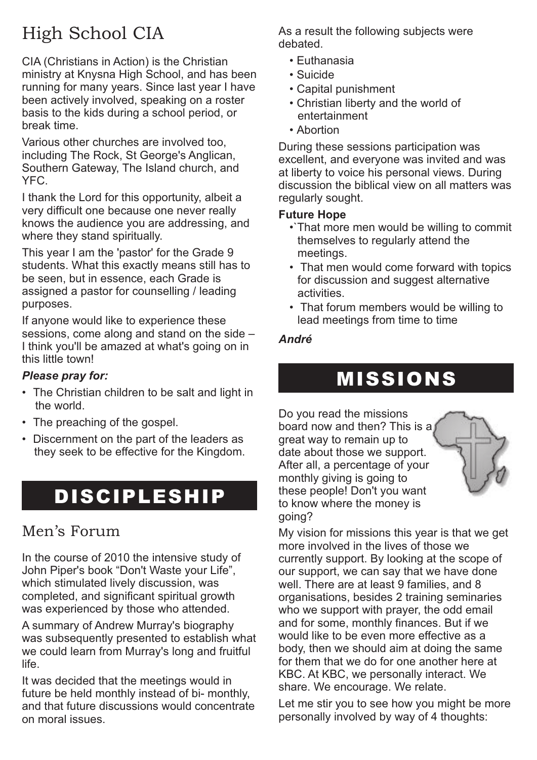## High School CIA

CIA (Christians in Action) is the Christian ministry at Knysna High School, and has been running for many years. Since last year I have been actively involved, speaking on a roster basis to the kids during a school period, or break time.

Various other churches are involved too, including The Rock, St George's Anglican, Southern Gateway, The Island church, and YFC.

I thank the Lord for this opportunity, albeit a very difficult one because one never really knows the audience you are addressing, and where they stand spiritually.

This year I am the 'pastor' for the Grade 9 students. What this exactly means still has to be seen, but in essence, each Grade is assigned a pastor for counselling / leading purposes.

If anyone would like to experience these sessions, come along and stand on the side – I think you'll be amazed at what's going on in this little town!

***Please pray for:***

- The Christian children to be salt and light in the world.
- The preaching of the gospel.
- Discernment on the part of the leaders as they seek to be effective for the Kingdom.

# DISCIPLESHIP

## Men's Forum

In the course of 2010 the intensive study of John Piper's book "Don't Waste your Life", which stimulated lively discussion, was completed, and significant spiritual growth was experienced by those who attended.

A summary of Andrew Murray's biography was subsequently presented to establish what we could learn from Murray's long and fruitful life.

It was decided that the meetings would in future be held monthly instead of bi- monthly, and that future discussions would concentrate on moral issues.

As a result the following subjects were debated.

- Euthanasia
- Suicide
- Capital punishment
- Christian liberty and the world of entertainment
- Abortion

During these sessions participation was excellent, and everyone was invited and was at liberty to voice his personal views. During discussion the biblical view on all matters was regularly sought.

**Future Hope**

- `That more men would be willing to commit themselves to regularly attend the meetings.
- That men would come forward with topics for discussion and suggest alternative activities.
- That forum members would be willing to lead meetings from time to time

***André***

# MISSIONS

Do you read the missions board now and then? This is a great way to remain up to date about those we support. After all, a percentage of your monthly giving is going to these people! Don't you want to know where the money is going?

My vision for missions this year is that we get more involved in the lives of those we currently support. By looking at the scope of our support, we can say that we have done well. There are at least 9 families, and 8 organisations, besides 2 training seminaries who we support with prayer, the odd email and for some, monthly finances. But if we would like to be even more effective as a body, then we should aim at doing the same for them that we do for one another here at KBC. At KBC, we personally interact. We share. We encourage. We relate.

Let me stir you to see how you might be more personally involved by way of 4 thoughts: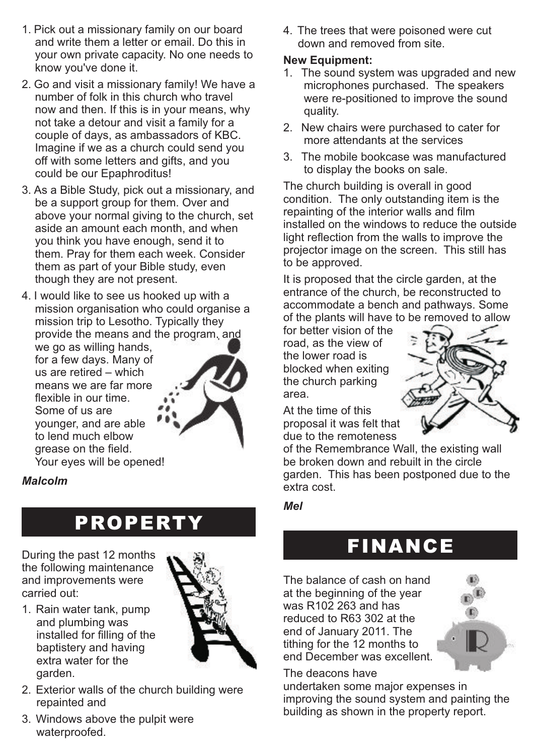1. Pick out a missionary family on our board and write them a letter or email. Do this in your own private capacity. No one needs to know you've done it.
2. Go and visit a missionary family! We have a number of folk in this church who travel now and then. If this is in your means, why not take a detour and visit a family for a couple of days, as ambassadors of KBC. Imagine if we as a church could send you off with some letters and gifts, and you could be our Epaphroditus!
3. As a Bible Study, pick out a missionary, and be a support group for them. Over and above your normal giving to the church, set aside an amount each month, and when you think you have enough, send it to them. Pray for them each week. Consider them as part of your Bible study, even though they are not present.
4. I would like to see us hooked up with a mission organisation who could organise a mission trip to Lesotho. Typically they provide the means and the program, and we go as willing hands, for a few days. Many of us are retired – which means we are far more flexible in our time. Some of us are younger, and are able to lend much elbow grease on the field. Your eyes will be opened!

***Malcolm***

# PROPERTY

During the past 12 months the following maintenance and improvements were carried out:

1. Rain water tank, pump and plumbing was installed for filling of the baptistery and having extra water for the garden.
2. Exterior walls of the church building were repainted and
3. Windows above the pulpit were waterproofed.
4. The trees that were poisoned were cut down and removed from site.

**New Equipment:**

1. The sound system was upgraded and new microphones purchased. The speakers were re-positioned to improve the sound quality.
2. New chairs were purchased to cater for more attendants at the services
3. The mobile bookcase was manufactured to display the books on sale.

The church building is overall in good condition. The only outstanding item is the repainting of the interior walls and film installed on the windows to reduce the outside light reflection from the walls to improve the projector image on the screen. This still has to be approved.

It is proposed that the circle garden, at the entrance of the church, be reconstructed to accommodate a bench and pathways. Some of the plants will have to be removed to allow for better vision of the road, as the view of the lower road is blocked when exiting the church parking area.

At the time of this proposal it was felt that due to the remoteness of the Remembrance Wall, the existing wall be broken down and rebuilt in the circle garden. This has been postponed due to the extra cost.

***Mel***

# FINANCE

The balance of cash on hand at the beginning of the year was R102 263 and has reduced to R63 302 at the end of January 2011. The tithing for the 12 months to end December was excellent.

The deacons have undertaken some major expenses in improving the sound system and painting the building as shown in the property report.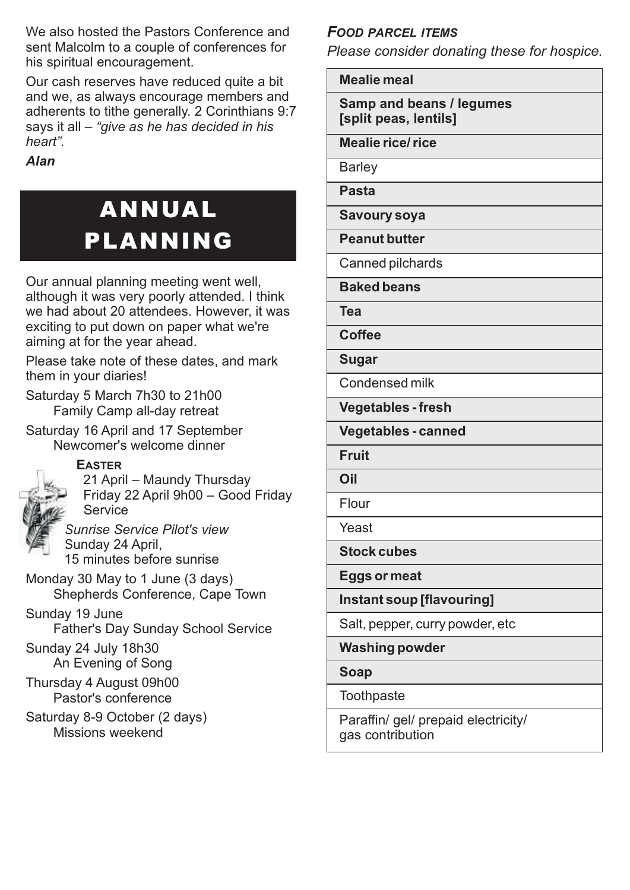We also hosted the Pastors Conference and sent Malcolm to a couple of conferences for his spiritual encouragement.

Our cash reserves have reduced quite a bit and we, as always encourage members and adherents to tithe generally. 2 Corinthians 9:7 says it all – *"give as he has decided in his heart"*.

***Alan***

# ANNUAL PLANNING

Our annual planning meeting went well, although it was very poorly attended. I think we had about 20 attendees. However, it was exciting to put down on paper what we're aiming at for the year ahead.

Please take note of these dates, and mark them in your diaries!

Saturday 5 March 7h30 to 21h00
Family Camp all-day retreat

Saturday 16 April and 17 September
Newcomer's welcome dinner

**EASTER**

21 April – Maundy Thursday

Friday 22 April 9h00 – Good Friday Service

*Sunrise Service Pilot's view*
Sunday 24 April,
15 minutes before sunrise

Monday 30 May to 1 June (3 days)
Shepherds Conference, Cape Town

Sunday 19 June
Father's Day Sunday School Service

Sunday 24 July 18h30
An Evening of Song

Thursday 4 August 09h00
Pastor's conference

Saturday 8-9 October (2 days)
Missions weekend

***FOOD PARCEL ITEMS***

*Please consider donating these for hospice.*

| |
|---|
| **Mealie meal** |
| **Samp and beans / legumes [split peas, lentils]** |
| **Mealie rice/ rice** |
| Barley |
| **Pasta** |
| **Savoury soya** |
| **Peanut butter** |
| Canned pilchards |
| **Baked beans** |
| **Tea** |
| **Coffee** |
| **Sugar** |
| Condensed milk |
| **Vegetables - fresh** |
| **Vegetables - canned** |
| **Fruit** |
| **Oil** |
| Flour |
| Yeast |
| **Stock cubes** |
| **Eggs or meat** |
| **Instant soup [flavouring]** |
| Salt, pepper, curry powder, etc |
| **Washing powder** |
| **Soap** |
| Toothpaste |
| Paraffin/ gel/ prepaid electricity/ gas contribution |